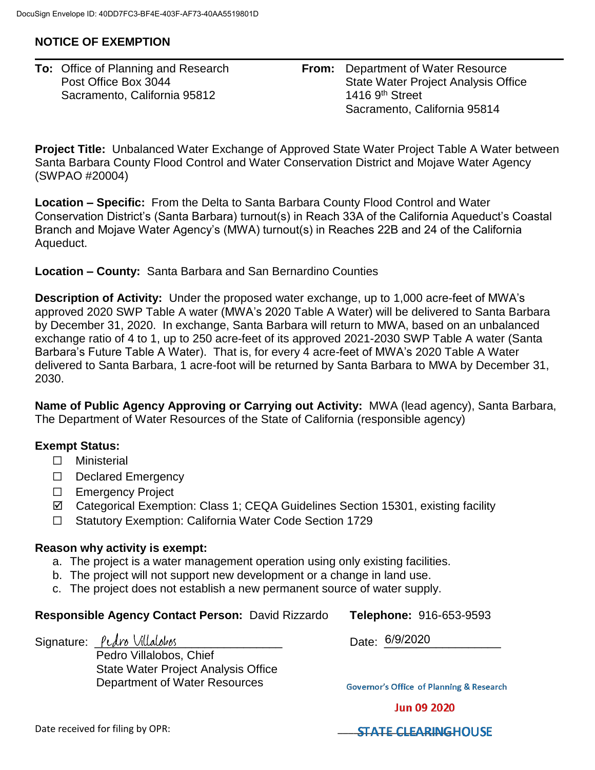DocuSign Envelope ID: 40DD7FC3-BF4E-403F-AF73-40AA5519801D

# NOTICE OF EXEMPTION

**To:** Office of Planning and Research
Post Office Box 3044
Sacramento, California 95812

**From:** Department of Water Resource
State Water Project Analysis Office
1416 9th Street
Sacramento, California 95814

**Project Title:** Unbalanced Water Exchange of Approved State Water Project Table A Water between Santa Barbara County Flood Control and Water Conservation District and Mojave Water Agency (SWPAO #20004)

**Location – Specific:** From the Delta to Santa Barbara County Flood Control and Water Conservation District's (Santa Barbara) turnout(s) in Reach 33A of the California Aqueduct's Coastal Branch and Mojave Water Agency's (MWA) turnout(s) in Reaches 22B and 24 of the California Aqueduct.

**Location – County:** Santa Barbara and San Bernardino Counties

**Description of Activity:** Under the proposed water exchange, up to 1,000 acre-feet of MWA's approved 2020 SWP Table A water (MWA's 2020 Table A Water) will be delivered to Santa Barbara by December 31, 2020. In exchange, Santa Barbara will return to MWA, based on an unbalanced exchange ratio of 4 to 1, up to 250 acre-feet of its approved 2021-2030 SWP Table A water (Santa Barbara's Future Table A Water). That is, for every 4 acre-feet of MWA's 2020 Table A Water delivered to Santa Barbara, 1 acre-foot will be returned by Santa Barbara to MWA by December 31, 2030.

**Name of Public Agency Approving or Carrying out Activity:** MWA (lead agency), Santa Barbara, The Department of Water Resources of the State of California (responsible agency)

**Exempt Status:**

- ☐ Ministerial
- ☐ Declared Emergency
- ☐ Emergency Project
- ☑ Categorical Exemption: Class 1; CEQA Guidelines Section 15301, existing facility
- ☐ Statutory Exemption: California Water Code Section 1729

**Reason why activity is exempt:**

a. The project is a water management operation using only existing facilities.
b. The project will not support new development or a change in land use.
c. The project does not establish a new permanent source of water supply.

**Responsible Agency Contact Person:** David Rizzardo **Telephone:** 916-653-9593

Signature: *Pedro Villalobos*
Pedro Villalobos, Chief
State Water Project Analysis Office
Department of Water Resources

Date: 6/9/2020

Governor's Office of Planning & Research

Jun 09 2020

STATE CLEARINGHOUSE

Date received for filing by OPR: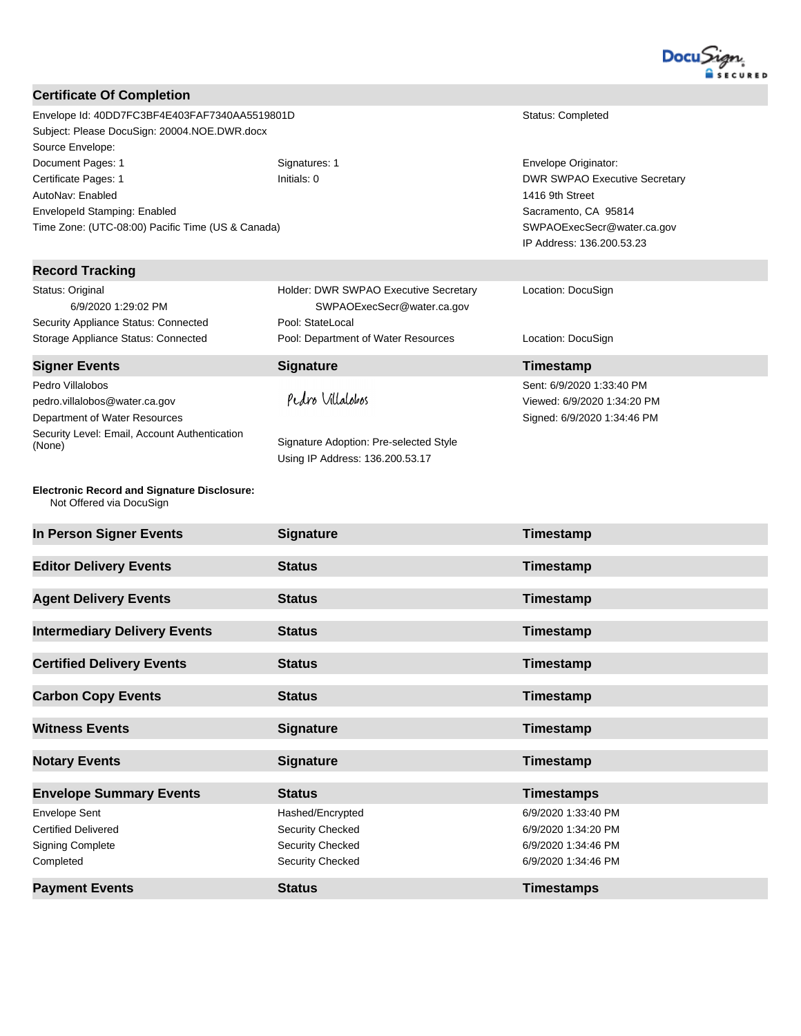## Certificate Of Completion

| | | |
|---|---|---|
| Envelope Id: 40DD7FC3BF4E403FAF7340AA5519801D | | Status: Completed |
| Subject: Please DocuSign: 20004.NOE.DWR.docx | | |
| Source Envelope: | | |
| Document Pages: 1 | Signatures: 1 | Envelope Originator: |
| Certificate Pages: 1 | Initials: 0 | DWR SWPAO Executive Secretary |
| AutoNav: Enabled | | 1416 9th Street |
| EnvelopeId Stamping: Enabled | | Sacramento, CA 95814 |
| Time Zone: (UTC-08:00) Pacific Time (US & Canada) | | SWPAOExecSecr@water.ca.gov |
| | | IP Address: 136.200.53.23 |

## Record Tracking

| | | |
|---|---|---|
| Status: Original<br>6/9/2020 1:29:02 PM | Holder: DWR SWPAO Executive Secretary<br>SWPAOExecSecr@water.ca.gov | Location: DocuSign |
| Security Appliance Status: Connected | Pool: StateLocal | |
| Storage Appliance Status: Connected | Pool: Department of Water Resources | Location: DocuSign |

| Signer Events | Signature | Timestamp |
|---|---|---|
| Pedro Villalobos<br>pedro.villalobos@water.ca.gov<br>Department of Water Resources<br>Security Level: Email, Account Authentication (None) | Pedro Villalobos<br><br>Signature Adoption: Pre-selected Style<br>Using IP Address: 136.200.53.17 | Sent: 6/9/2020 1:33:40 PM<br>Viewed: 6/9/2020 1:34:20 PM<br>Signed: 6/9/2020 1:34:46 PM |

**Electronic Record and Signature Disclosure:**
Not Offered via DocuSign

| In Person Signer Events | Signature | Timestamp |
|---|---|---|

| Editor Delivery Events | Status | Timestamp |
|---|---|---|

| Agent Delivery Events | Status | Timestamp |
|---|---|---|

| Intermediary Delivery Events | Status | Timestamp |
|---|---|---|

| Certified Delivery Events | Status | Timestamp |
|---|---|---|

| Carbon Copy Events | Status | Timestamp |
|---|---|---|

| Witness Events | Signature | Timestamp |
|---|---|---|

| Notary Events | Signature | Timestamp |
|---|---|---|

| Envelope Summary Events | Status | Timestamps |
|---|---|---|
| Envelope Sent | Hashed/Encrypted | 6/9/2020 1:33:40 PM |
| Certified Delivered | Security Checked | 6/9/2020 1:34:20 PM |
| Signing Complete | Security Checked | 6/9/2020 1:34:46 PM |
| Completed | Security Checked | 6/9/2020 1:34:46 PM |

| Payment Events | Status | Timestamps |
|---|---|---|